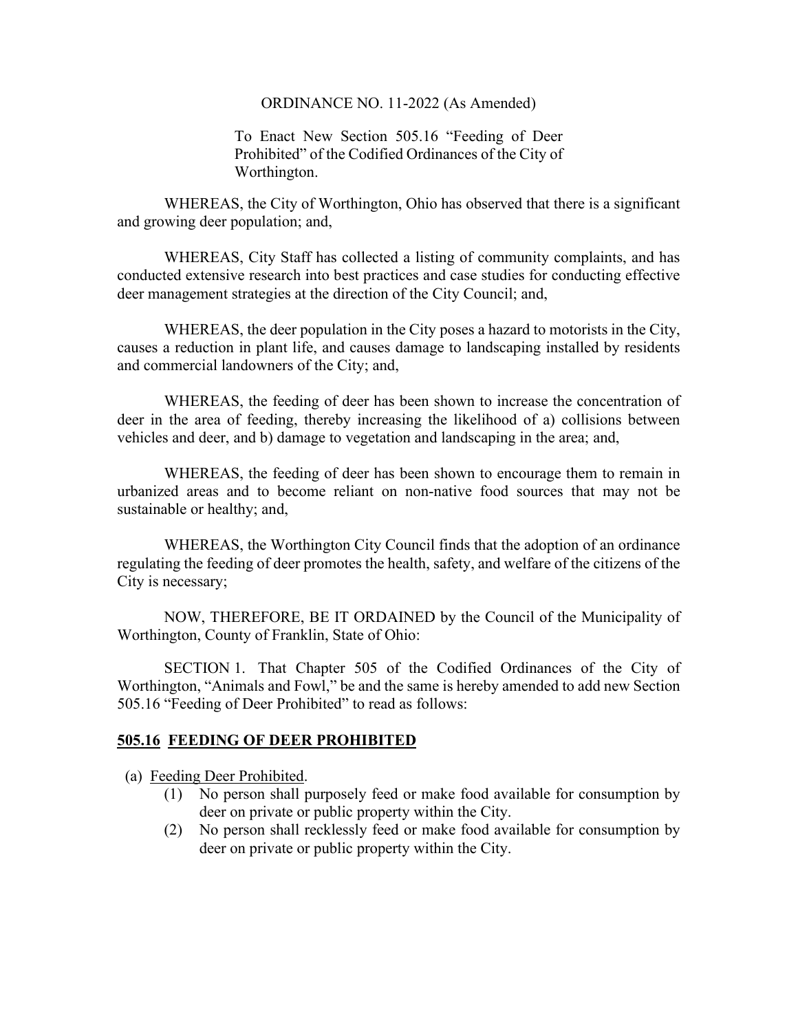ORDINANCE NO. 11-2022 (As Amended)

To Enact New Section 505.16 "Feeding of Deer Prohibited" of the Codified Ordinances of the City of Worthington.

WHEREAS, the City of Worthington, Ohio has observed that there is a significant and growing deer population; and,

WHEREAS, City Staff has collected a listing of community complaints, and has conducted extensive research into best practices and case studies for conducting effective deer management strategies at the direction of the City Council; and,

WHEREAS, the deer population in the City poses a hazard to motorists in the City, causes a reduction in plant life, and causes damage to landscaping installed by residents and commercial landowners of the City; and,

WHEREAS, the feeding of deer has been shown to increase the concentration of deer in the area of feeding, thereby increasing the likelihood of a) collisions between vehicles and deer, and b) damage to vegetation and landscaping in the area; and,

WHEREAS, the feeding of deer has been shown to encourage them to remain in urbanized areas and to become reliant on non-native food sources that may not be sustainable or healthy; and,

WHEREAS, the Worthington City Council finds that the adoption of an ordinance regulating the feeding of deer promotes the health, safety, and welfare of the citizens of the City is necessary;

NOW, THEREFORE, BE IT ORDAINED by the Council of the Municipality of Worthington, County of Franklin, State of Ohio:

SECTION 1. That Chapter 505 of the Codified Ordinances of the City of Worthington, "Animals and Fowl," be and the same is hereby amended to add new Section 505.16 "Feeding of Deer Prohibited" to read as follows:

## 505.16 FEEDING OF DEER PROHIBITED

(a) Feeding Deer Prohibited.

(1) No person shall purposely feed or make food available for consumption by deer on private or public property within the City.

(2) No person shall recklessly feed or make food available for consumption by deer on private or public property within the City.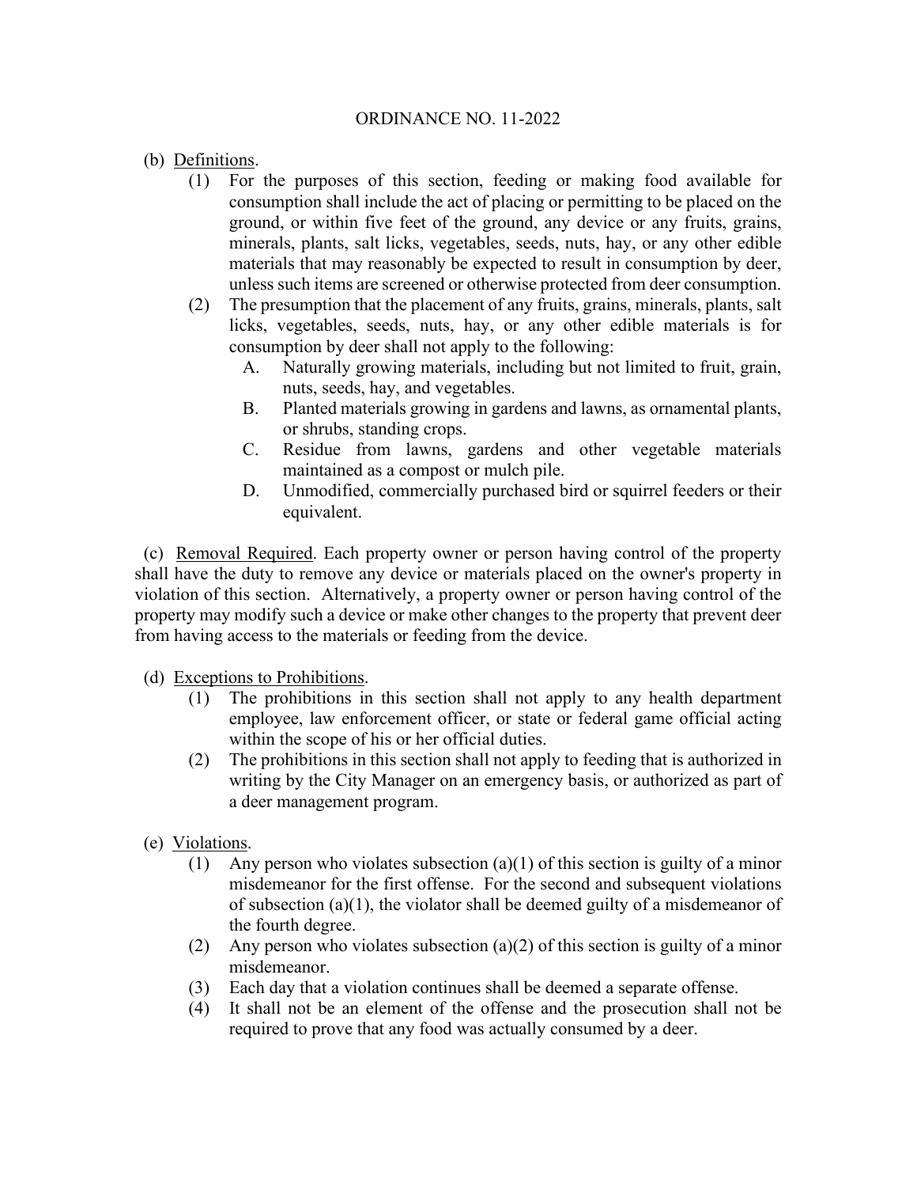ORDINANCE NO. 11-2022

(b) Definitions.

(1) For the purposes of this section, feeding or making food available for consumption shall include the act of placing or permitting to be placed on the ground, or within five feet of the ground, any device or any fruits, grains, minerals, plants, salt licks, vegetables, seeds, nuts, hay, or any other edible materials that may reasonably be expected to result in consumption by deer, unless such items are screened or otherwise protected from deer consumption.

(2) The presumption that the placement of any fruits, grains, minerals, plants, salt licks, vegetables, seeds, nuts, hay, or any other edible materials is for consumption by deer shall not apply to the following:

A. Naturally growing materials, including but not limited to fruit, grain, nuts, seeds, hay, and vegetables.

B. Planted materials growing in gardens and lawns, as ornamental plants, or shrubs, standing crops.

C. Residue from lawns, gardens and other vegetable materials maintained as a compost or mulch pile.

D. Unmodified, commercially purchased bird or squirrel feeders or their equivalent.

(c) Removal Required. Each property owner or person having control of the property shall have the duty to remove any device or materials placed on the owner's property in violation of this section. Alternatively, a property owner or person having control of the property may modify such a device or make other changes to the property that prevent deer from having access to the materials or feeding from the device.

(d) Exceptions to Prohibitions.

(1) The prohibitions in this section shall not apply to any health department employee, law enforcement officer, or state or federal game official acting within the scope of his or her official duties.

(2) The prohibitions in this section shall not apply to feeding that is authorized in writing by the City Manager on an emergency basis, or authorized as part of a deer management program.

(e) Violations.

(1) Any person who violates subsection (a)(1) of this section is guilty of a minor misdemeanor for the first offense. For the second and subsequent violations of subsection (a)(1), the violator shall be deemed guilty of a misdemeanor of the fourth degree.

(2) Any person who violates subsection (a)(2) of this section is guilty of a minor misdemeanor.

(3) Each day that a violation continues shall be deemed a separate offense.

(4) It shall not be an element of the offense and the prosecution shall not be required to prove that any food was actually consumed by a deer.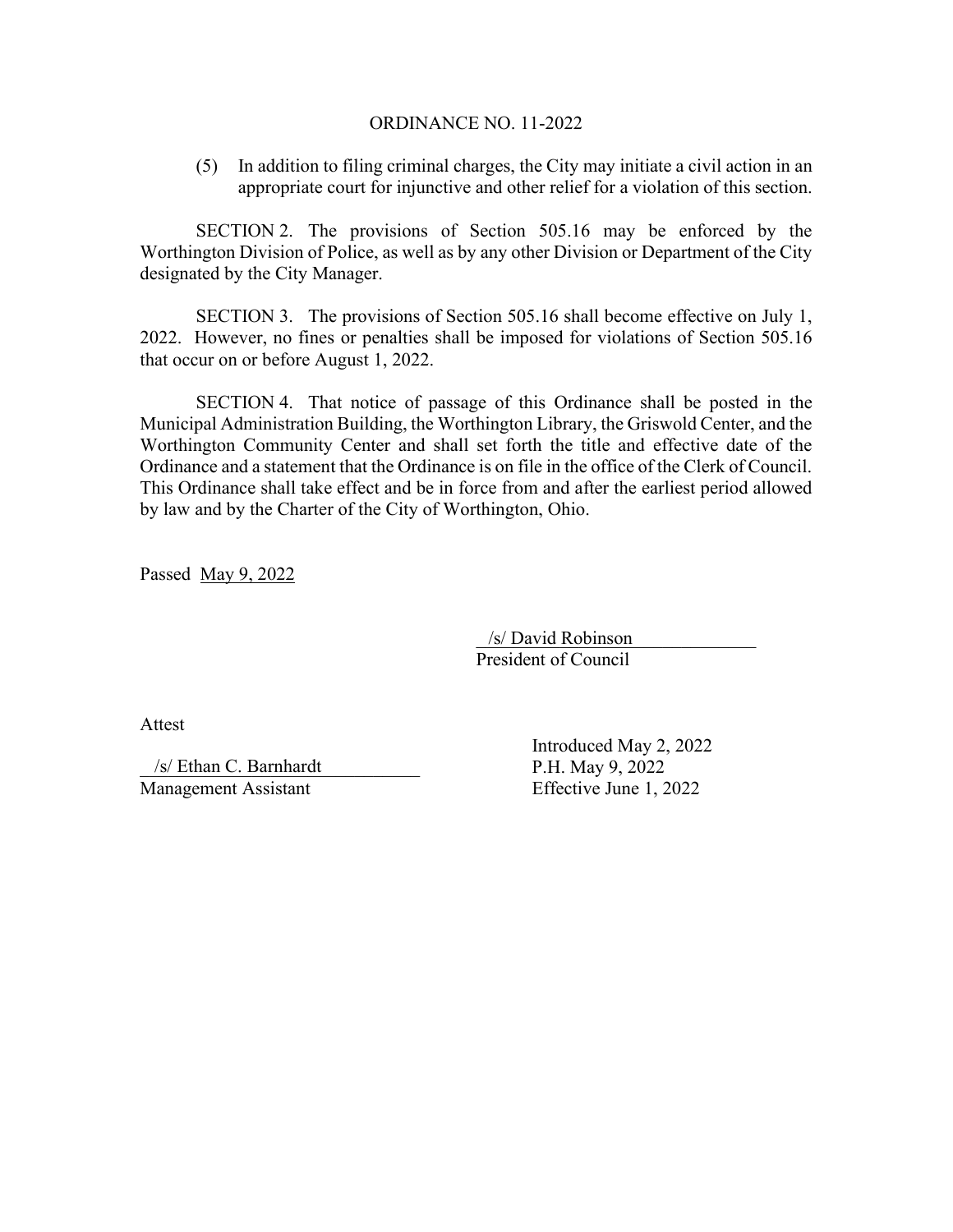ORDINANCE NO. 11-2022

(5) In addition to filing criminal charges, the City may initiate a civil action in an appropriate court for injunctive and other relief for a violation of this section.

SECTION 2. The provisions of Section 505.16 may be enforced by the Worthington Division of Police, as well as by any other Division or Department of the City designated by the City Manager.

SECTION 3. The provisions of Section 505.16 shall become effective on July 1, 2022. However, no fines or penalties shall be imposed for violations of Section 505.16 that occur on or before August 1, 2022.

SECTION 4. That notice of passage of this Ordinance shall be posted in the Municipal Administration Building, the Worthington Library, the Griswold Center, and the Worthington Community Center and shall set forth the title and effective date of the Ordinance and a statement that the Ordinance is on file in the office of the Clerk of Council. This Ordinance shall take effect and be in force from and after the earliest period allowed by law and by the Charter of the City of Worthington, Ohio.

Passed May 9, 2022

/s/ David Robinson
President of Council

Attest

/s/ Ethan C. Barnhardt
Management Assistant

Introduced May 2, 2022
P.H. May 9, 2022
Effective June 1, 2022